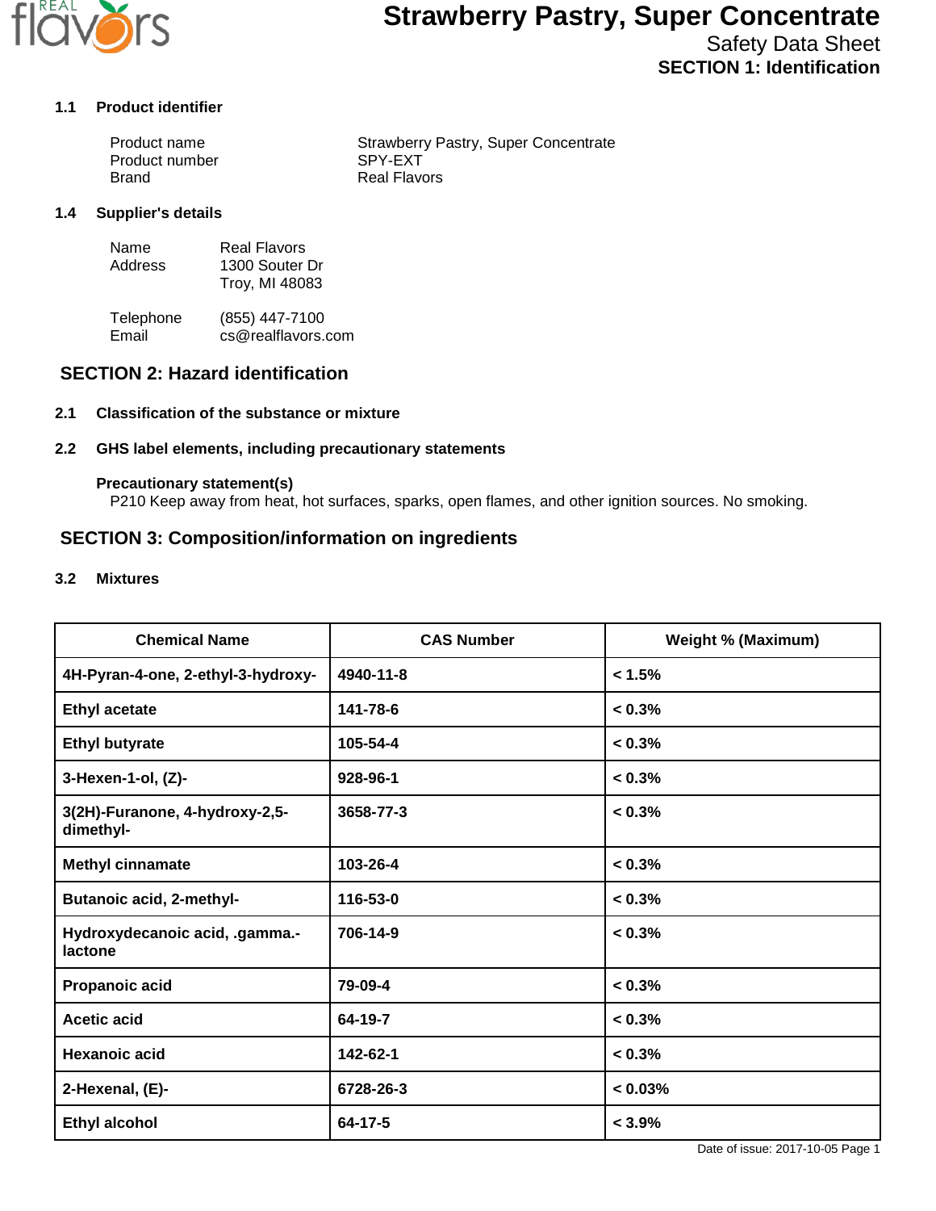# Strawberry Pastry, Super Concentrate

Safety Data Sheet

## SECTION 1: Identification

### 1.1 Product identifier

| | |
|---|---|
| Product name | Strawberry Pastry, Super Concentrate |
| Product number | SPY-EXT |
| Brand | Real Flavors |

### 1.4 Supplier's details

| | |
|---|---|
| Name | Real Flavors |
| Address | 1300 Souter Dr<br>Troy, MI 48083 |
| Telephone | (855) 447-7100 |
| Email | cs@realflavors.com |

## SECTION 2: Hazard identification

### 2.1 Classification of the substance or mixture

### 2.2 GHS label elements, including precautionary statements

**Precautionary statement(s)**

P210 Keep away from heat, hot surfaces, sparks, open flames, and other ignition sources. No smoking.

## SECTION 3: Composition/information on ingredients

### 3.2 Mixtures

| Chemical Name | CAS Number | Weight % (Maximum) |
|---|---|---|
| 4H-Pyran-4-one, 2-ethyl-3-hydroxy- | 4940-11-8 | < 1.5% |
| Ethyl acetate | 141-78-6 | < 0.3% |
| Ethyl butyrate | 105-54-4 | < 0.3% |
| 3-Hexen-1-ol, (Z)- | 928-96-1 | < 0.3% |
| 3(2H)-Furanone, 4-hydroxy-2,5-dimethyl- | 3658-77-3 | < 0.3% |
| Methyl cinnamate | 103-26-4 | < 0.3% |
| Butanoic acid, 2-methyl- | 116-53-0 | < 0.3% |
| Hydroxydecanoic acid, .gamma.-lactone | 706-14-9 | < 0.3% |
| Propanoic acid | 79-09-4 | < 0.3% |
| Acetic acid | 64-19-7 | < 0.3% |
| Hexanoic acid | 142-62-1 | < 0.3% |
| 2-Hexenal, (E)- | 6728-26-3 | < 0.03% |
| Ethyl alcohol | 64-17-5 | < 3.9% |

Date of issue: 2017-10-05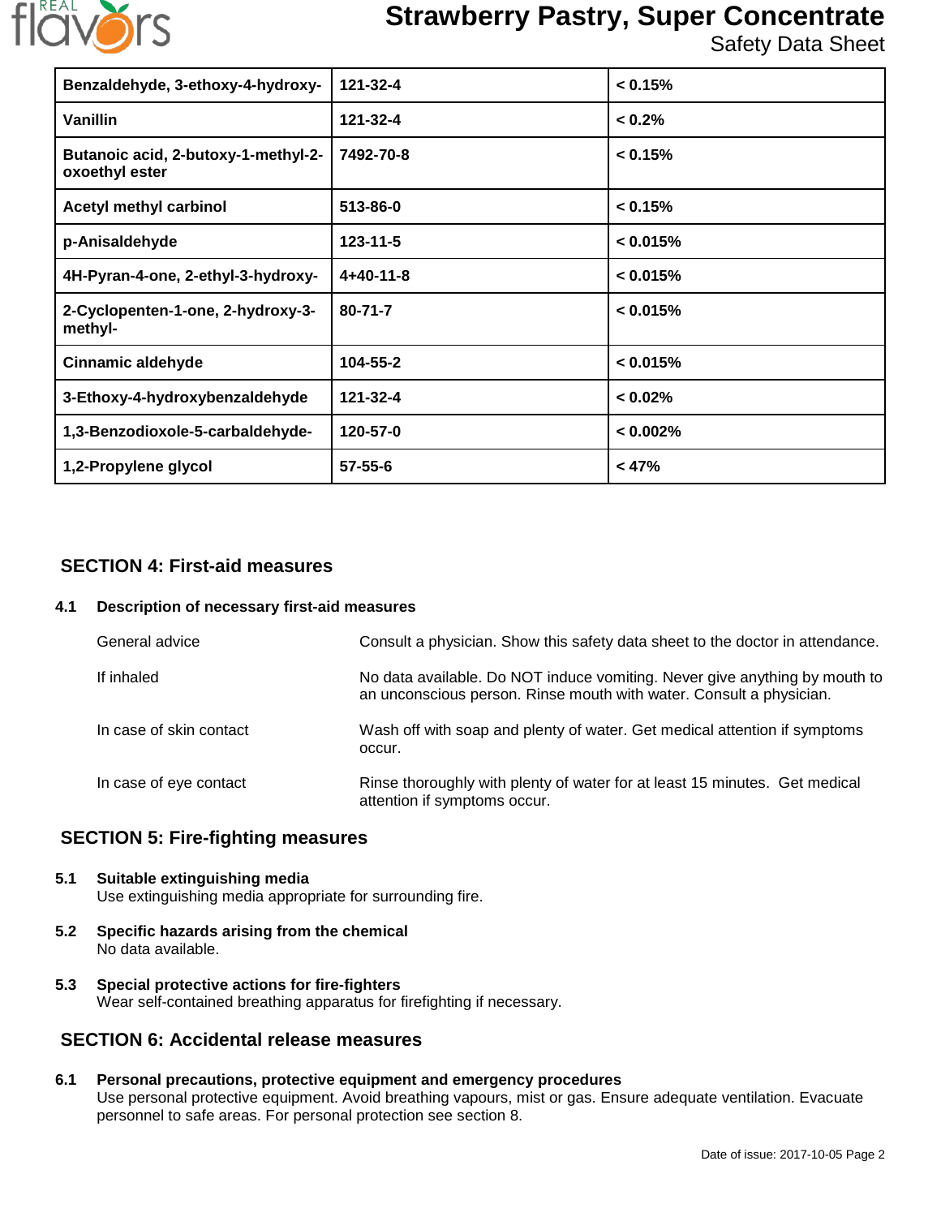| Benzaldehyde, 3-ethoxy-4-hydroxy- | 121-32-4 | < 0.15% |
|---|---|---|
| Vanillin | 121-32-4 | < 0.2% |
| Butanoic acid, 2-butoxy-1-methyl-2-oxoethyl ester | 7492-70-8 | < 0.15% |
| Acetyl methyl carbinol | 513-86-0 | < 0.15% |
| p-Anisaldehyde | 123-11-5 | < 0.015% |
| 4H-Pyran-4-one, 2-ethyl-3-hydroxy- | 4+40-11-8 | < 0.015% |
| 2-Cyclopenten-1-one, 2-hydroxy-3-methyl- | 80-71-7 | < 0.015% |
| Cinnamic aldehyde | 104-55-2 | < 0.015% |
| 3-Ethoxy-4-hydroxybenzaldehyde | 121-32-4 | < 0.02% |
| 1,3-Benzodioxole-5-carbaldehyde- | 120-57-0 | < 0.002% |
| 1,2-Propylene glycol | 57-55-6 | < 47% |

## SECTION 4: First-aid measures

**4.1 Description of necessary first-aid measures**

| | |
|---|---|
| General advice | Consult a physician. Show this safety data sheet to the doctor in attendance. |
| If inhaled | No data available. Do NOT induce vomiting. Never give anything by mouth to an unconscious person. Rinse mouth with water. Consult a physician. |
| In case of skin contact | Wash off with soap and plenty of water. Get medical attention if symptoms occur. |
| In case of eye contact | Rinse thoroughly with plenty of water for at least 15 minutes. Get medical attention if symptoms occur. |

## SECTION 5: Fire-fighting measures

**5.1 Suitable extinguishing media**
Use extinguishing media appropriate for surrounding fire.

**5.2 Specific hazards arising from the chemical**
No data available.

**5.3 Special protective actions for fire-fighters**
Wear self-contained breathing apparatus for firefighting if necessary.

## SECTION 6: Accidental release measures

**6.1 Personal precautions, protective equipment and emergency procedures**
Use personal protective equipment. Avoid breathing vapours, mist or gas. Ensure adequate ventilation. Evacuate personnel to safe areas. For personal protection see section 8.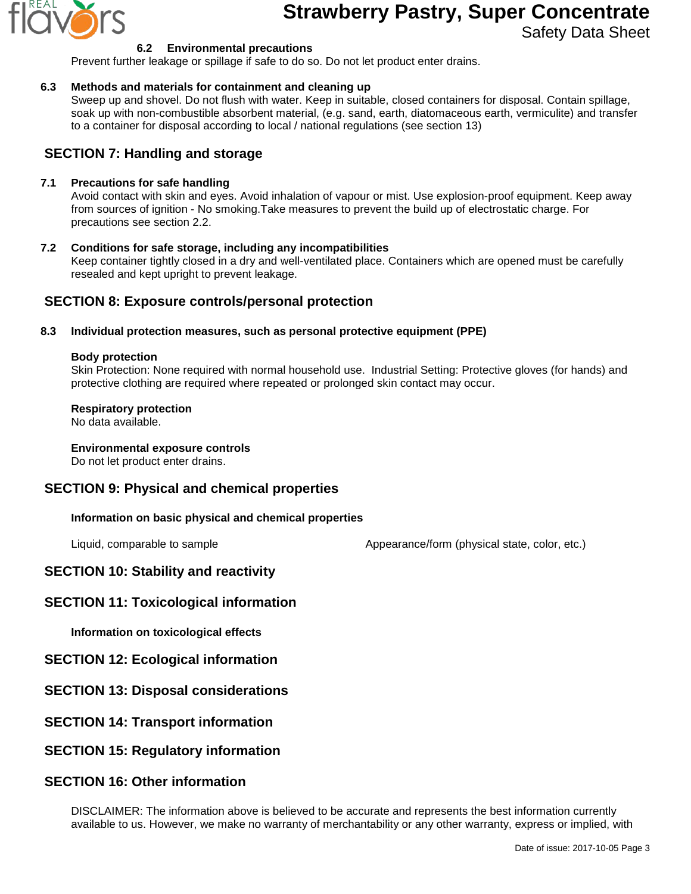### 6.2 Environmental precautions

Prevent further leakage or spillage if safe to do so. Do not let product enter drains.

### 6.3 Methods and materials for containment and cleaning up

Sweep up and shovel. Do not flush with water. Keep in suitable, closed containers for disposal. Contain spillage, soak up with non-combustible absorbent material, (e.g. sand, earth, diatomaceous earth, vermiculite) and transfer to a container for disposal according to local / national regulations (see section 13)

## SECTION 7: Handling and storage

### 7.1 Precautions for safe handling

Avoid contact with skin and eyes. Avoid inhalation of vapour or mist. Use explosion-proof equipment. Keep away from sources of ignition - No smoking.Take measures to prevent the build up of electrostatic charge. For precautions see section 2.2.

### 7.2 Conditions for safe storage, including any incompatibilities

Keep container tightly closed in a dry and well-ventilated place. Containers which are opened must be carefully resealed and kept upright to prevent leakage.

## SECTION 8: Exposure controls/personal protection

### 8.3 Individual protection measures, such as personal protective equipment (PPE)

**Body protection**

Skin Protection: None required with normal household use. Industrial Setting: Protective gloves (for hands) and protective clothing are required where repeated or prolonged skin contact may occur.

**Respiratory protection**

No data available.

**Environmental exposure controls**

Do not let product enter drains.

## SECTION 9: Physical and chemical properties

**Information on basic physical and chemical properties**

| Liquid, comparable to sample | Appearance/form (physical state, color, etc.) |
|---|---|

## SECTION 10: Stability and reactivity

## SECTION 11: Toxicological information

**Information on toxicological effects**

## SECTION 12: Ecological information

## SECTION 13: Disposal considerations

## SECTION 14: Transport information

## SECTION 15: Regulatory information

## SECTION 16: Other information

DISCLAIMER: The information above is believed to be accurate and represents the best information currently available to us. However, we make no warranty of merchantability or any other warranty, express or implied, with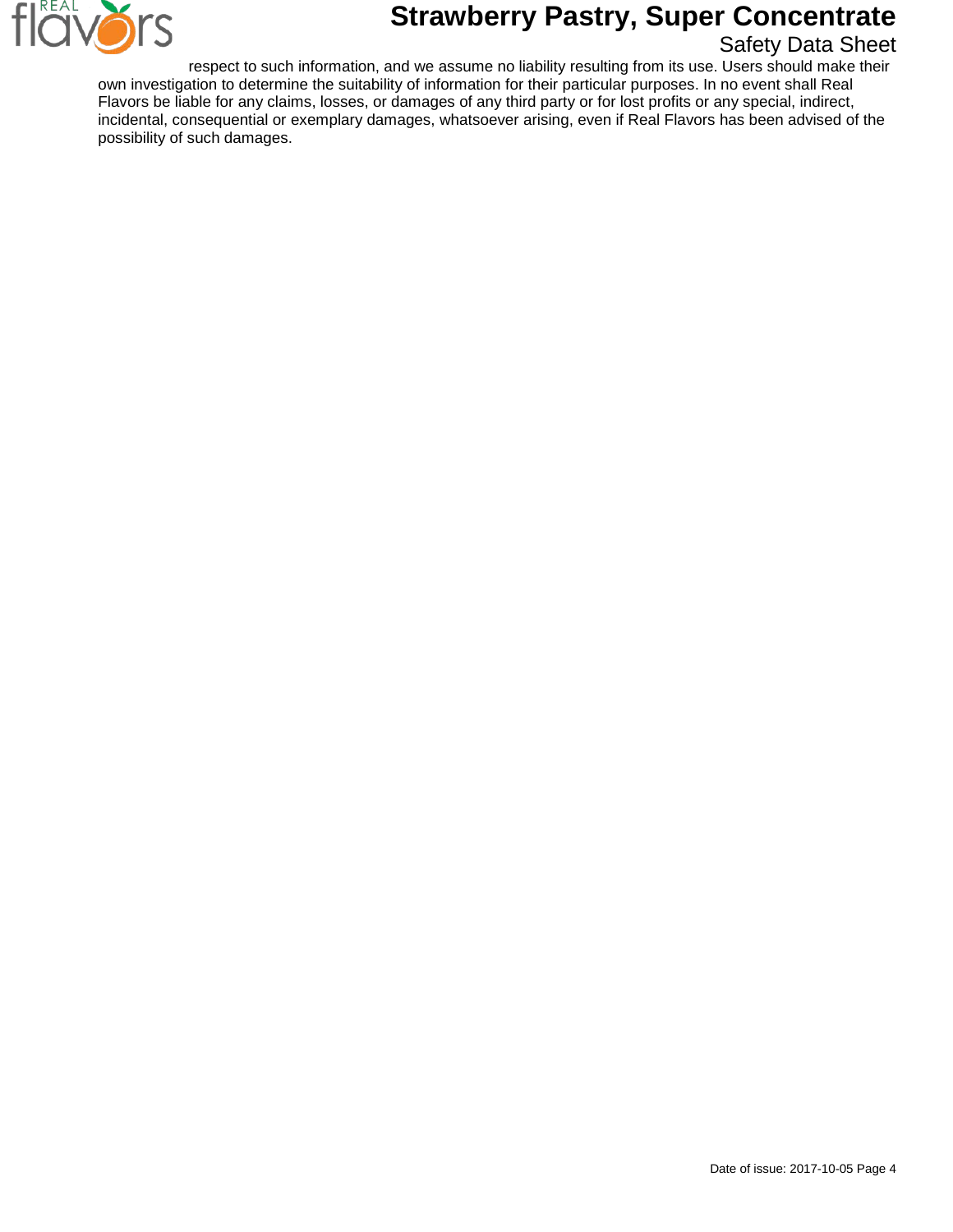respect to such information, and we assume no liability resulting from its use. Users should make their own investigation to determine the suitability of information for their particular purposes. In no event shall Real Flavors be liable for any claims, losses, or damages of any third party or for lost profits or any special, indirect, incidental, consequential or exemplary damages, whatsoever arising, even if Real Flavors has been advised of the possibility of such damages.